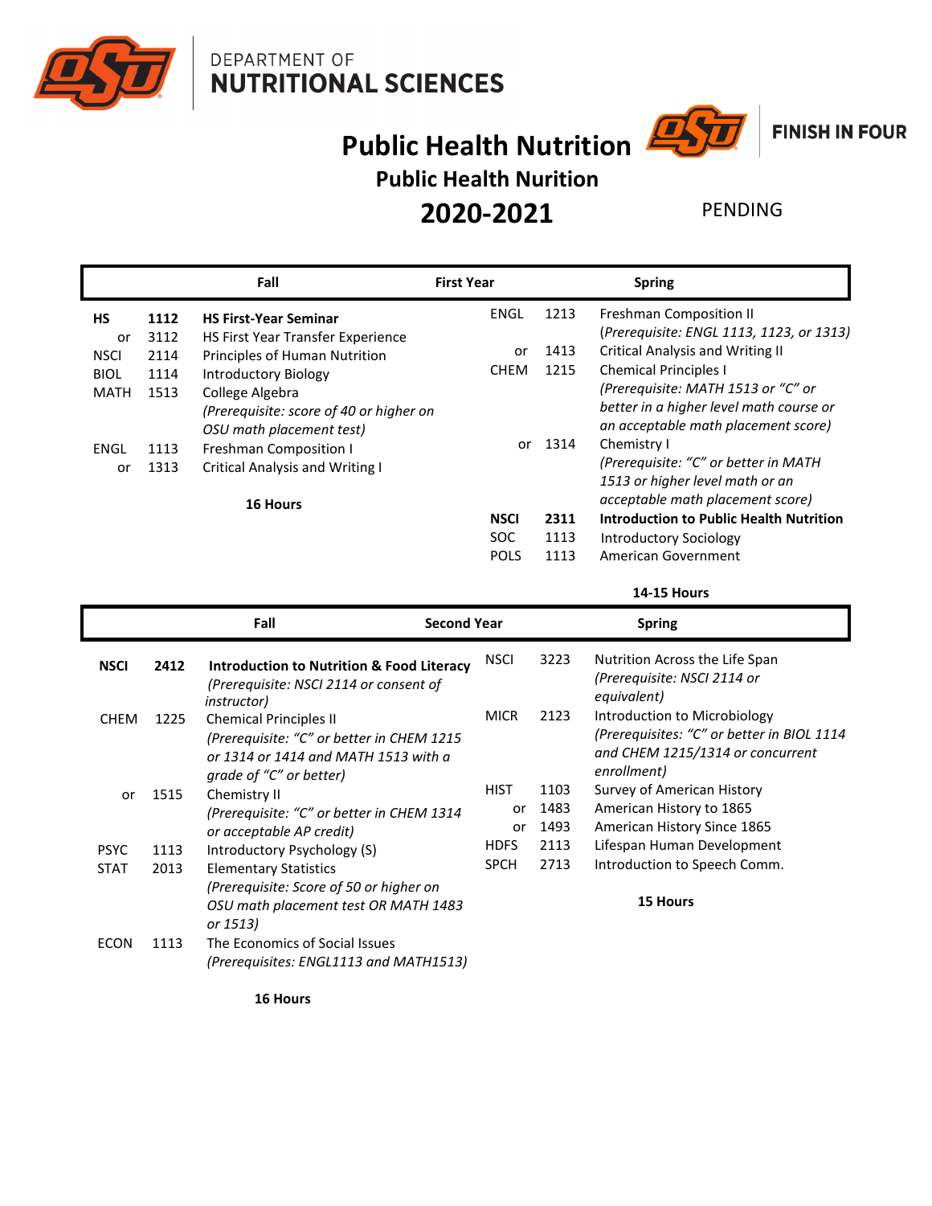DEPARTMENT OF
**NUTRITIONAL SCIENCES**

# Public Health Nutrition

**FINISH IN FOUR**

## Public Health Nurition

## 2020-2021

PENDING

### First Year

| Fall | | | Spring | | |
|---|---|---|---|---|---|
| **HS** | **1112** | **HS First-Year Seminar** | ENGL | 1213 | Freshman Composition II *(Prerequisite: ENGL 1113, 1123, or 1313)* |
| or | 3112 | HS First Year Transfer Experience | or | 1413 | Critical Analysis and Writing II |
| NSCI | 2114 | Principles of Human Nutrition | CHEM | 1215 | Chemical Principles I *(Prerequisite: MATH 1513 or "C" or better in a higher level math course or an acceptable math placement score)* |
| BIOL | 1114 | Introductory Biology | or | 1314 | Chemistry I *(Prerequisite: "C" or better in MATH 1513 or higher level math or an acceptable math placement score)* |
| MATH | 1513 | College Algebra *(Prerequisite: score of 40 or higher on OSU math placement test)* | **NSCI** | **2311** | **Introduction to Public Health Nutrition** |
| ENGL | 1113 | Freshman Composition I | SOC | 1113 | Introductory Sociology |
| or | 1313 | Critical Analysis and Writing I | POLS | 1113 | American Government |
| | | **16 Hours** | | | **14-15 Hours** |

### Second Year

| Fall | | | Spring | | |
|---|---|---|---|---|---|
| **NSCI** | **2412** | **Introduction to Nutrition & Food Literacy** *(Prerequisite: NSCI 2114 or consent of instructor)* | NSCI | 3223 | Nutrition Across the Life Span *(Prerequisite: NSCI 2114 or equivalent)* |
| CHEM | 1225 | Chemical Principles II *(Prerequisite: "C" or better in CHEM 1215 or 1314 or 1414 and MATH 1513 with a grade of "C" or better)* | MICR | 2123 | Introduction to Microbiology *(Prerequisites: "C" or better in BIOL 1114 and CHEM 1215/1314 or concurrent enrollment)* |
| or | 1515 | Chemistry II *(Prerequisite: "C" or better in CHEM 1314 or acceptable AP credit)* | HIST | 1103 | Survey of American History |
| | | | or | 1483 | American History to 1865 |
| | | | or | 1493 | American History Since 1865 |
| PSYC | 1113 | Introductory Psychology (S) | HDFS | 2113 | Lifespan Human Development |
| STAT | 2013 | Elementary Statistics *(Prerequisite: Score of 50 or higher on OSU math placement test OR MATH 1483 or 1513)* | SPCH | 2713 | Introduction to Speech Comm. |
| ECON | 1113 | The Economics of Social Issues *(Prerequisites: ENGL1113 and MATH1513)* | | | |
| | | **16 Hours** | | | **15 Hours** |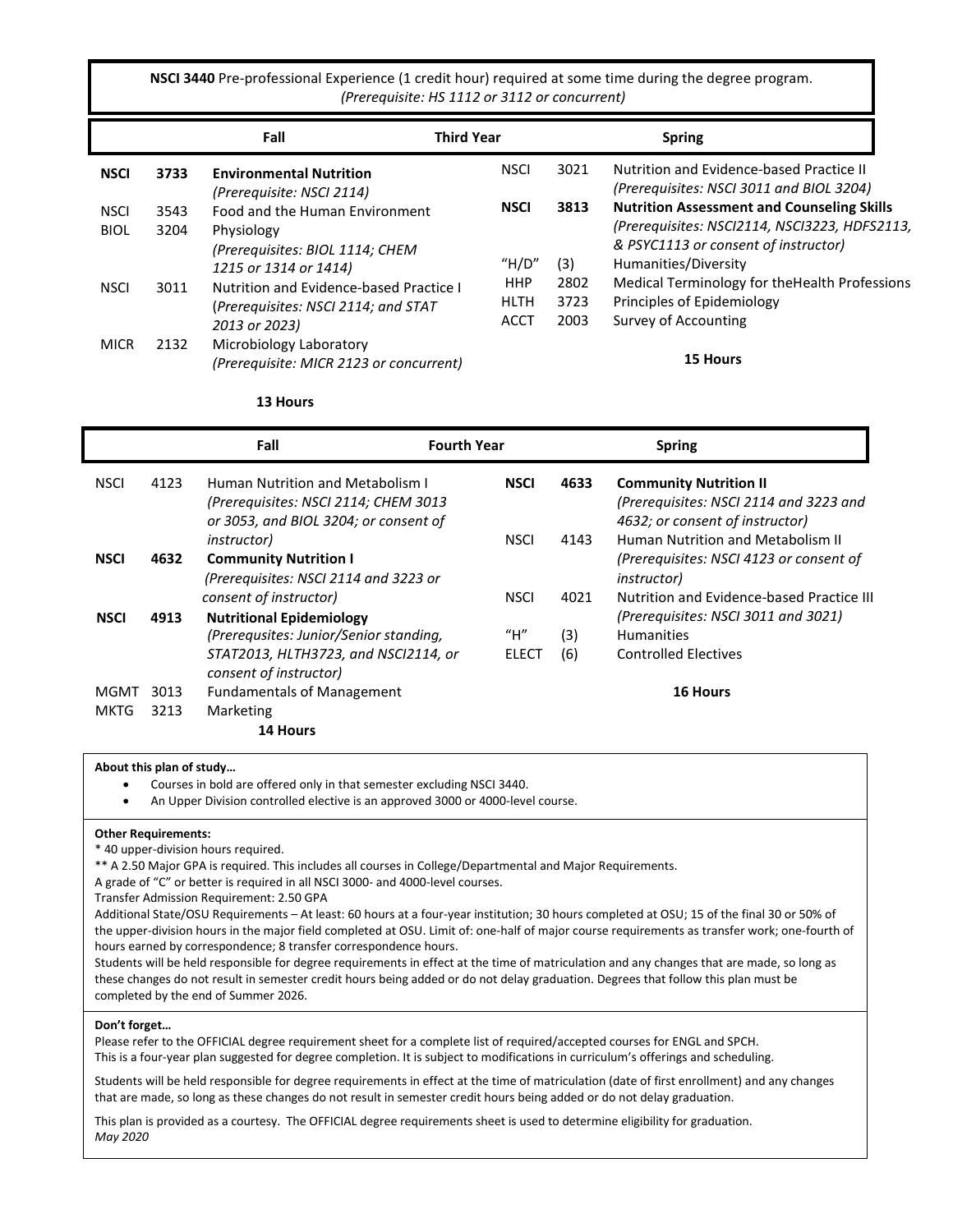**NSCI 3440** Pre-professional Experience (1 credit hour) required at some time during the degree program. *(Prerequisite: HS 1112 or 3112 or concurrent)*

## Third Year

| Fall | | | Spring | | |
|---|---|---|---|---|---|
| **NSCI** | **3733** | **Environmental Nutrition** *(Prerequisite: NSCI 2114)* | NSCI | 3021 | Nutrition and Evidence-based Practice II *(Prerequisites: NSCI 3011 and BIOL 3204)* |
| NSCI | 3543 | Food and the Human Environment | **NSCI** | **3813** | **Nutrition Assessment and Counseling Skills** *(Prerequisites: NSCI2114, NSCI3223, HDFS2113, & PSYC1113 or consent of instructor)* |
| BIOL | 3204 | Physiology *(Prerequisites: BIOL 1114; CHEM 1215 or 1314 or 1414)* | "H/D" | (3) | Humanities/Diversity |
| NSCI | 3011 | Nutrition and Evidence-based Practice I (*Prerequisites: NSCI 2114; and STAT 2013 or 2023)* | HHP | 2802 | Medical Terminology for theHealth Professions |
| MICR | 2132 | Microbiology Laboratory *(Prerequisite: MICR 2123 or concurrent)* | HLTH | 3723 | Principles of Epidemiology |
| | | | ACCT | 2003 | Survey of Accounting |
| | | **13 Hours** | | | **15 Hours** |

## Fourth Year

| Fall | | | Spring | | |
|---|---|---|---|---|---|
| NSCI | 4123 | Human Nutrition and Metabolism I *(Prerequisites: NSCI 2114; CHEM 3013 or 3053, and BIOL 3204; or consent of instructor)* | **NSCI** | **4633** | **Community Nutrition II** *(Prerequisites: NSCI 2114 and 3223 and 4632; or consent of instructor)* |
| **NSCI** | **4632** | **Community Nutrition I** *(Prerequisites: NSCI 2114 and 3223 or consent of instructor)* | NSCI | 4143 | Human Nutrition and Metabolism II *(Prerequisites: NSCI 4123 or consent of instructor)* |
| **NSCI** | **4913** | **Nutritional Epidemiology** *(Prerequsites: Junior/Senior standing, STAT2013, HLTH3723, and NSCI2114, or consent of instructor)* | NSCI | 4021 | Nutrition and Evidence-based Practice III *(Prerequisites: NSCI 3011 and 3021)* |
| MGMT | 3013 | Fundamentals of Management | "H" | (3) | Humanities |
| MKTG | 3213 | Marketing | ELECT | (6) | Controlled Electives |
| | | **14 Hours** | | | **16 Hours** |

**About this plan of study…**

- Courses in bold are offered only in that semester excluding NSCI 3440.
- An Upper Division controlled elective is an approved 3000 or 4000-level course.

**Other Requirements:**

\* 40 upper-division hours required.

\*\* A 2.50 Major GPA is required. This includes all courses in College/Departmental and Major Requirements.

A grade of "C" or better is required in all NSCI 3000- and 4000-level courses.

Transfer Admission Requirement: 2.50 GPA

Additional State/OSU Requirements – At least: 60 hours at a four-year institution; 30 hours completed at OSU; 15 of the final 30 or 50% of the upper-division hours in the major field completed at OSU. Limit of: one-half of major course requirements as transfer work; one-fourth of hours earned by correspondence; 8 transfer correspondence hours.

Students will be held responsible for degree requirements in effect at the time of matriculation and any changes that are made, so long as these changes do not result in semester credit hours being added or do not delay graduation. Degrees that follow this plan must be completed by the end of Summer 2026.

**Don't forget…**

Please refer to the OFFICIAL degree requirement sheet for a complete list of required/accepted courses for ENGL and SPCH. This is a four-year plan suggested for degree completion. It is subject to modifications in curriculum's offerings and scheduling.

Students will be held responsible for degree requirements in effect at the time of matriculation (date of first enrollment) and any changes that are made, so long as these changes do not result in semester credit hours being added or do not delay graduation.

This plan is provided as a courtesy. The OFFICIAL degree requirements sheet is used to determine eligibility for graduation.

*May 2020*